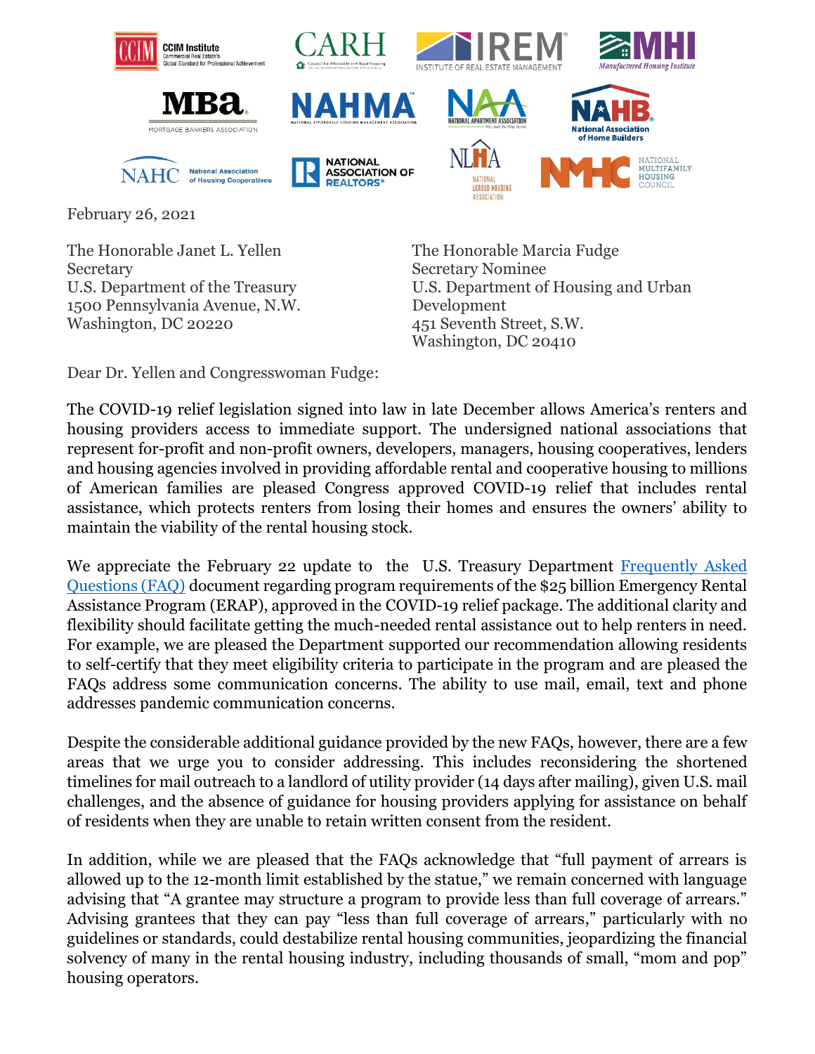February 26, 2021

The Honorable Janet L. Yellen
Secretary
U.S. Department of the Treasury
1500 Pennsylvania Avenue, N.W.
Washington, DC 20220

The Honorable Marcia Fudge
Secretary Nominee
U.S. Department of Housing and Urban Development
451 Seventh Street, S.W.
Washington, DC 20410

Dear Dr. Yellen and Congresswoman Fudge:

The COVID-19 relief legislation signed into law in late December allows America's renters and housing providers access to immediate support. The undersigned national associations that represent for-profit and non-profit owners, developers, managers, housing cooperatives, lenders and housing agencies involved in providing affordable rental and cooperative housing to millions of American families are pleased Congress approved COVID-19 relief that includes rental assistance, which protects renters from losing their homes and ensures the owners' ability to maintain the viability of the rental housing stock.

We appreciate the February 22 update to the U.S. Treasury Department [Frequently Asked Questions (FAQ)] document regarding program requirements of the $25 billion Emergency Rental Assistance Program (ERAP), approved in the COVID-19 relief package. The additional clarity and flexibility should facilitate getting the much-needed rental assistance out to help renters in need. For example, we are pleased the Department supported our recommendation allowing residents to self-certify that they meet eligibility criteria to participate in the program and are pleased the FAQs address some communication concerns. The ability to use mail, email, text and phone addresses pandemic communication concerns.

Despite the considerable additional guidance provided by the new FAQs, however, there are a few areas that we urge you to consider addressing. This includes reconsidering the shortened timelines for mail outreach to a landlord of utility provider (14 days after mailing), given U.S. mail challenges, and the absence of guidance for housing providers applying for assistance on behalf of residents when they are unable to retain written consent from the resident.

In addition, while we are pleased that the FAQs acknowledge that "full payment of arrears is allowed up to the 12-month limit established by the statue," we remain concerned with language advising that "A grantee may structure a program to provide less than full coverage of arrears." Advising grantees that they can pay "less than full coverage of arrears," particularly with no guidelines or standards, could destabilize rental housing communities, jeopardizing the financial solvency of many in the rental housing industry, including thousands of small, "mom and pop" housing operators.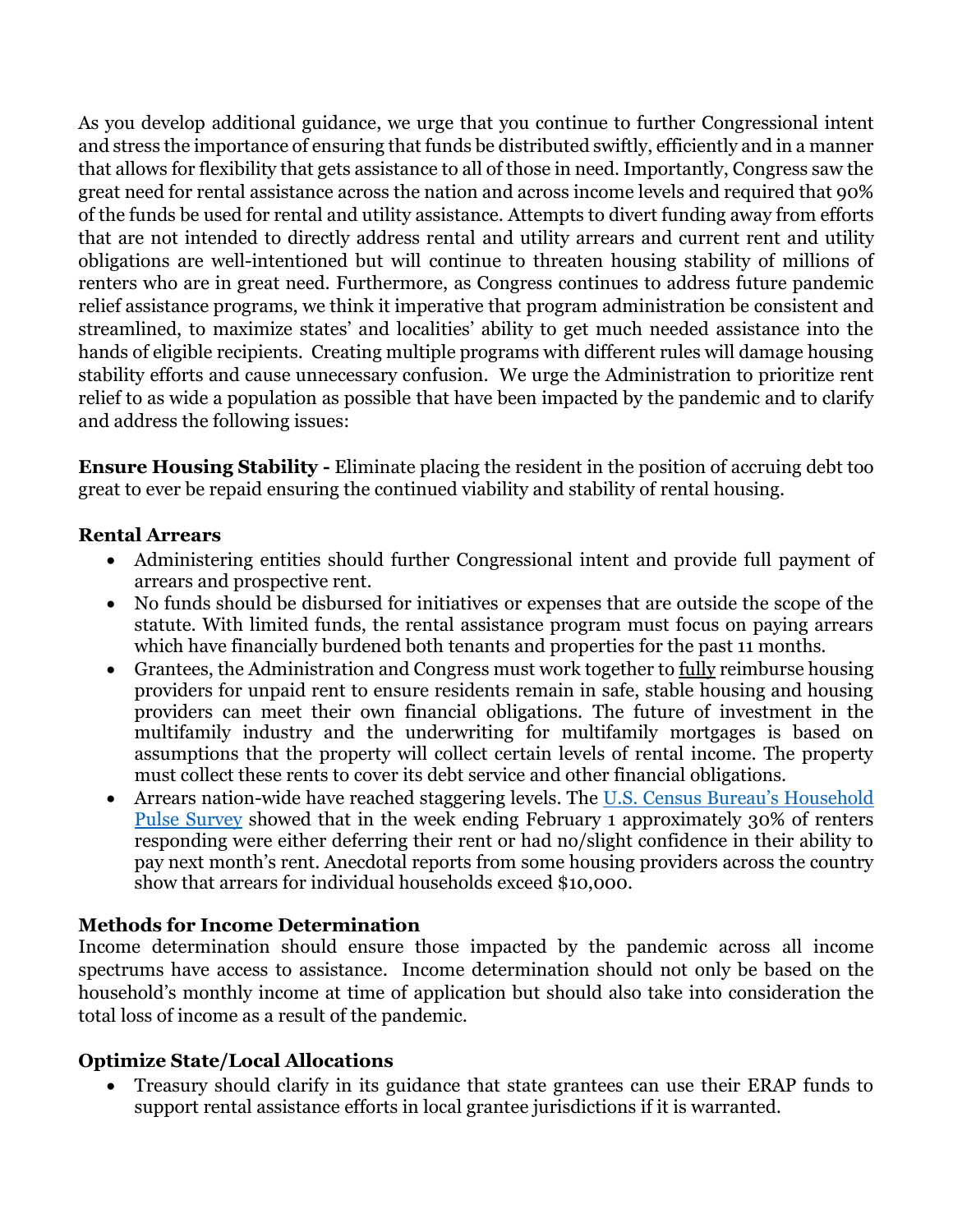As you develop additional guidance, we urge that you continue to further Congressional intent and stress the importance of ensuring that funds be distributed swiftly, efficiently and in a manner that allows for flexibility that gets assistance to all of those in need. Importantly, Congress saw the great need for rental assistance across the nation and across income levels and required that 90% of the funds be used for rental and utility assistance. Attempts to divert funding away from efforts that are not intended to directly address rental and utility arrears and current rent and utility obligations are well-intentioned but will continue to threaten housing stability of millions of renters who are in great need. Furthermore, as Congress continues to address future pandemic relief assistance programs, we think it imperative that program administration be consistent and streamlined, to maximize states' and localities' ability to get much needed assistance into the hands of eligible recipients. Creating multiple programs with different rules will damage housing stability efforts and cause unnecessary confusion. We urge the Administration to prioritize rent relief to as wide a population as possible that have been impacted by the pandemic and to clarify and address the following issues:

**Ensure Housing Stability -** Eliminate placing the resident in the position of accruing debt too great to ever be repaid ensuring the continued viability and stability of rental housing.

**Rental Arrears**

- Administering entities should further Congressional intent and provide full payment of arrears and prospective rent.
- No funds should be disbursed for initiatives or expenses that are outside the scope of the statute. With limited funds, the rental assistance program must focus on paying arrears which have financially burdened both tenants and properties for the past 11 months.
- Grantees, the Administration and Congress must work together to <u>fully</u> reimburse housing providers for unpaid rent to ensure residents remain in safe, stable housing and housing providers can meet their own financial obligations. The future of investment in the multifamily industry and the underwriting for multifamily mortgages is based on assumptions that the property will collect certain levels of rental income. The property must collect these rents to cover its debt service and other financial obligations.
- Arrears nation-wide have reached staggering levels. The [U.S. Census Bureau's Household Pulse Survey]() showed that in the week ending February 1 approximately 30% of renters responding were either deferring their rent or had no/slight confidence in their ability to pay next month's rent. Anecdotal reports from some housing providers across the country show that arrears for individual households exceed $10,000.

**Methods for Income Determination**

Income determination should ensure those impacted by the pandemic across all income spectrums have access to assistance. Income determination should not only be based on the household's monthly income at time of application but should also take into consideration the total loss of income as a result of the pandemic.

**Optimize State/Local Allocations**

- Treasury should clarify in its guidance that state grantees can use their ERAP funds to support rental assistance efforts in local grantee jurisdictions if it is warranted.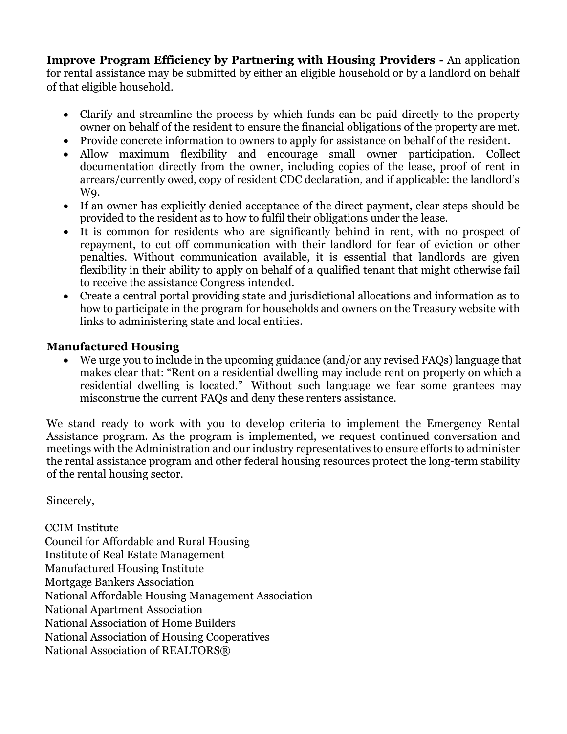**Improve Program Efficiency by Partnering with Housing Providers -** An application for rental assistance may be submitted by either an eligible household or by a landlord on behalf of that eligible household.

- Clarify and streamline the process by which funds can be paid directly to the property owner on behalf of the resident to ensure the financial obligations of the property are met.
- Provide concrete information to owners to apply for assistance on behalf of the resident.
- Allow maximum flexibility and encourage small owner participation. Collect documentation directly from the owner, including copies of the lease, proof of rent in arrears/currently owed, copy of resident CDC declaration, and if applicable: the landlord's W9.
- If an owner has explicitly denied acceptance of the direct payment, clear steps should be provided to the resident as to how to fulfil their obligations under the lease.
- It is common for residents who are significantly behind in rent, with no prospect of repayment, to cut off communication with their landlord for fear of eviction or other penalties. Without communication available, it is essential that landlords are given flexibility in their ability to apply on behalf of a qualified tenant that might otherwise fail to receive the assistance Congress intended.
- Create a central portal providing state and jurisdictional allocations and information as to how to participate in the program for households and owners on the Treasury website with links to administering state and local entities.

**Manufactured Housing**

- We urge you to include in the upcoming guidance (and/or any revised FAQs) language that makes clear that: "Rent on a residential dwelling may include rent on property on which a residential dwelling is located." Without such language we fear some grantees may misconstrue the current FAQs and deny these renters assistance.

We stand ready to work with you to develop criteria to implement the Emergency Rental Assistance program. As the program is implemented, we request continued conversation and meetings with the Administration and our industry representatives to ensure efforts to administer the rental assistance program and other federal housing resources protect the long-term stability of the rental housing sector.

Sincerely,

CCIM Institute
Council for Affordable and Rural Housing
Institute of Real Estate Management
Manufactured Housing Institute
Mortgage Bankers Association
National Affordable Housing Management Association
National Apartment Association
National Association of Home Builders
National Association of Housing Cooperatives
National Association of REALTORS®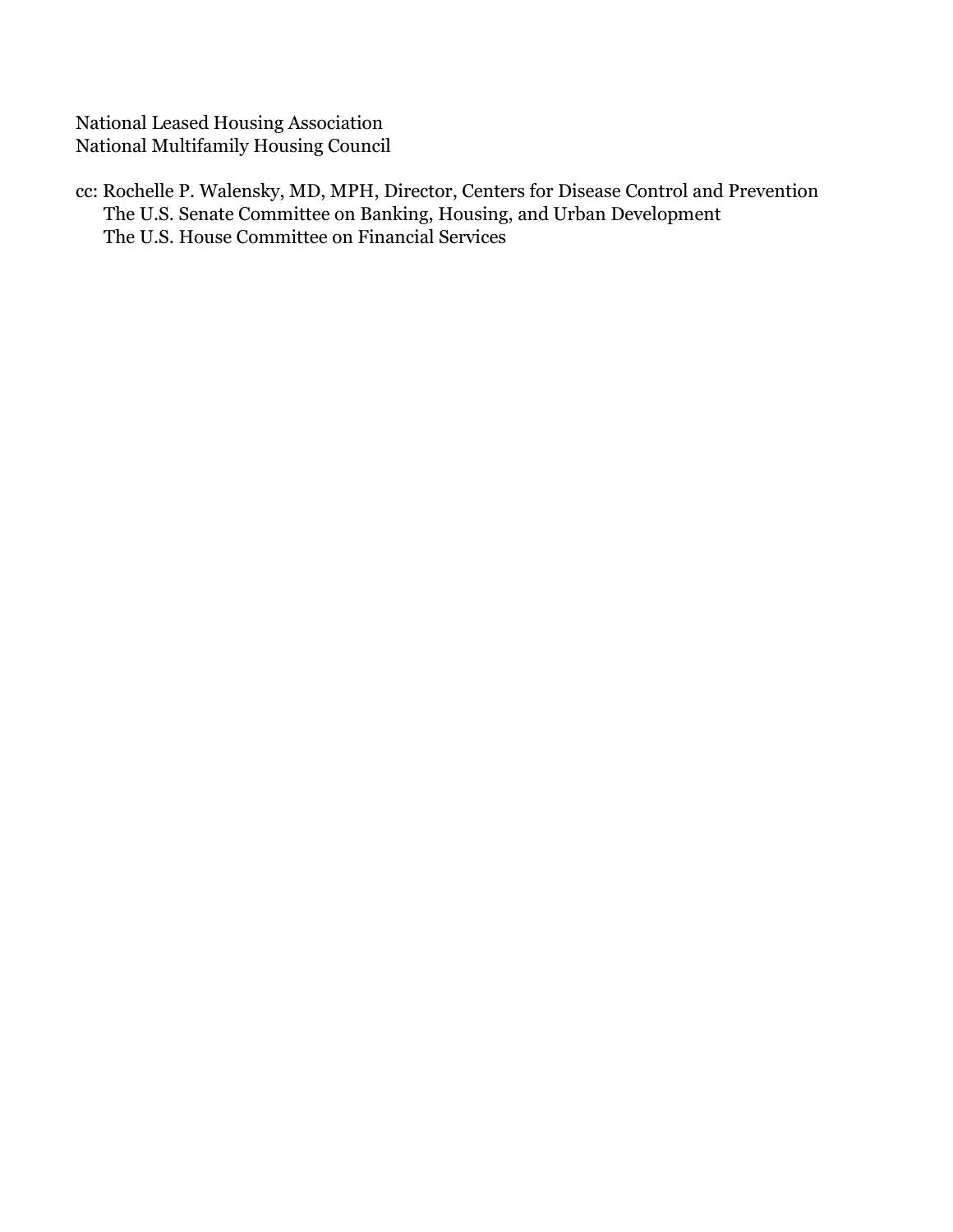National Leased Housing Association
National Multifamily Housing Council

cc: Rochelle P. Walensky, MD, MPH, Director, Centers for Disease Control and Prevention
The U.S. Senate Committee on Banking, Housing, and Urban Development
The U.S. House Committee on Financial Services